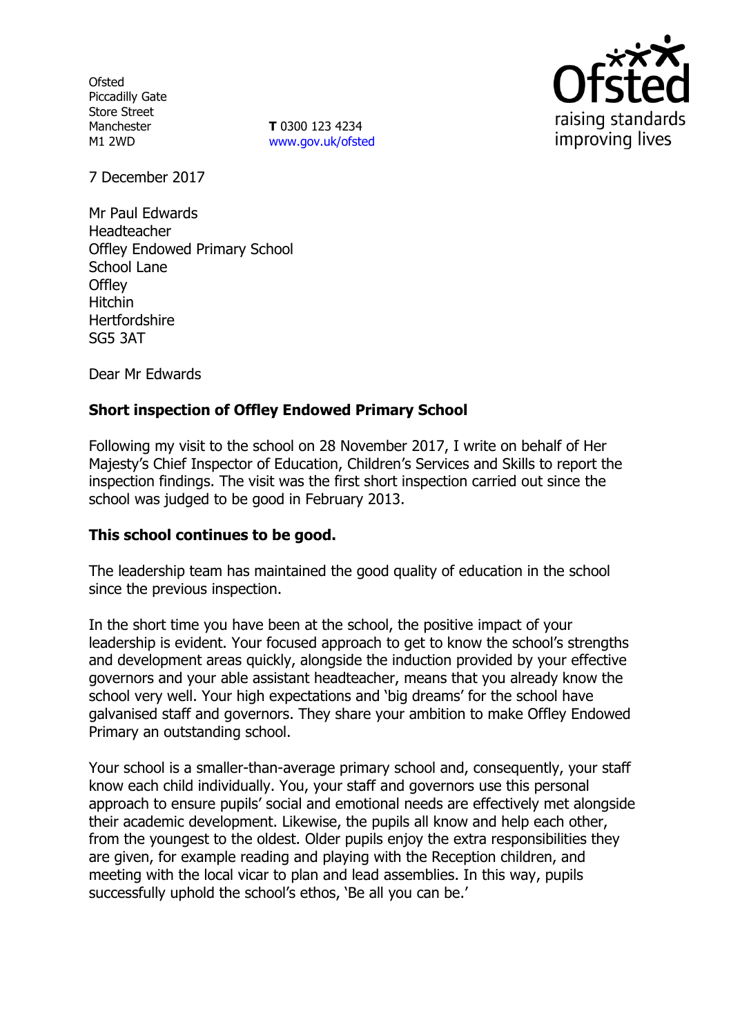Ofsted
Piccadilly Gate
Store Street
Manchester
M1 2WD

**T** 0300 123 4234
www.gov.uk/ofsted

7 December 2017

Mr Paul Edwards
Headteacher
Offley Endowed Primary School
School Lane
Offley
Hitchin
Hertfordshire
SG5 3AT

Dear Mr Edwards

**Short inspection of Offley Endowed Primary School**

Following my visit to the school on 28 November 2017, I write on behalf of Her Majesty's Chief Inspector of Education, Children's Services and Skills to report the inspection findings. The visit was the first short inspection carried out since the school was judged to be good in February 2013.

**This school continues to be good.**

The leadership team has maintained the good quality of education in the school since the previous inspection.

In the short time you have been at the school, the positive impact of your leadership is evident. Your focused approach to get to know the school's strengths and development areas quickly, alongside the induction provided by your effective governors and your able assistant headteacher, means that you already know the school very well. Your high expectations and 'big dreams' for the school have galvanised staff and governors. They share your ambition to make Offley Endowed Primary an outstanding school.

Your school is a smaller-than-average primary school and, consequently, your staff know each child individually. You, your staff and governors use this personal approach to ensure pupils' social and emotional needs are effectively met alongside their academic development. Likewise, the pupils all know and help each other, from the youngest to the oldest. Older pupils enjoy the extra responsibilities they are given, for example reading and playing with the Reception children, and meeting with the local vicar to plan and lead assemblies. In this way, pupils successfully uphold the school's ethos, 'Be all you can be.'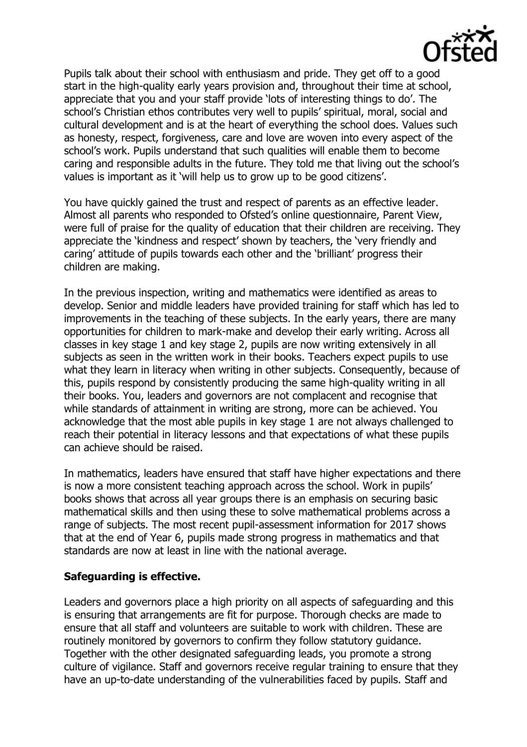Pupils talk about their school with enthusiasm and pride. They get off to a good start in the high-quality early years provision and, throughout their time at school, appreciate that you and your staff provide 'lots of interesting things to do'. The school's Christian ethos contributes very well to pupils' spiritual, moral, social and cultural development and is at the heart of everything the school does. Values such as honesty, respect, forgiveness, care and love are woven into every aspect of the school's work. Pupils understand that such qualities will enable them to become caring and responsible adults in the future. They told me that living out the school's values is important as it 'will help us to grow up to be good citizens'.

You have quickly gained the trust and respect of parents as an effective leader. Almost all parents who responded to Ofsted's online questionnaire, Parent View, were full of praise for the quality of education that their children are receiving. They appreciate the 'kindness and respect' shown by teachers, the 'very friendly and caring' attitude of pupils towards each other and the 'brilliant' progress their children are making.

In the previous inspection, writing and mathematics were identified as areas to develop. Senior and middle leaders have provided training for staff which has led to improvements in the teaching of these subjects. In the early years, there are many opportunities for children to mark-make and develop their early writing. Across all classes in key stage 1 and key stage 2, pupils are now writing extensively in all subjects as seen in the written work in their books. Teachers expect pupils to use what they learn in literacy when writing in other subjects. Consequently, because of this, pupils respond by consistently producing the same high-quality writing in all their books. You, leaders and governors are not complacent and recognise that while standards of attainment in writing are strong, more can be achieved. You acknowledge that the most able pupils in key stage 1 are not always challenged to reach their potential in literacy lessons and that expectations of what these pupils can achieve should be raised.

In mathematics, leaders have ensured that staff have higher expectations and there is now a more consistent teaching approach across the school. Work in pupils' books shows that across all year groups there is an emphasis on securing basic mathematical skills and then using these to solve mathematical problems across a range of subjects. The most recent pupil-assessment information for 2017 shows that at the end of Year 6, pupils made strong progress in mathematics and that standards are now at least in line with the national average.

**Safeguarding is effective.**

Leaders and governors place a high priority on all aspects of safeguarding and this is ensuring that arrangements are fit for purpose. Thorough checks are made to ensure that all staff and volunteers are suitable to work with children. These are routinely monitored by governors to confirm they follow statutory guidance. Together with the other designated safeguarding leads, you promote a strong culture of vigilance. Staff and governors receive regular training to ensure that they have an up-to-date understanding of the vulnerabilities faced by pupils. Staff and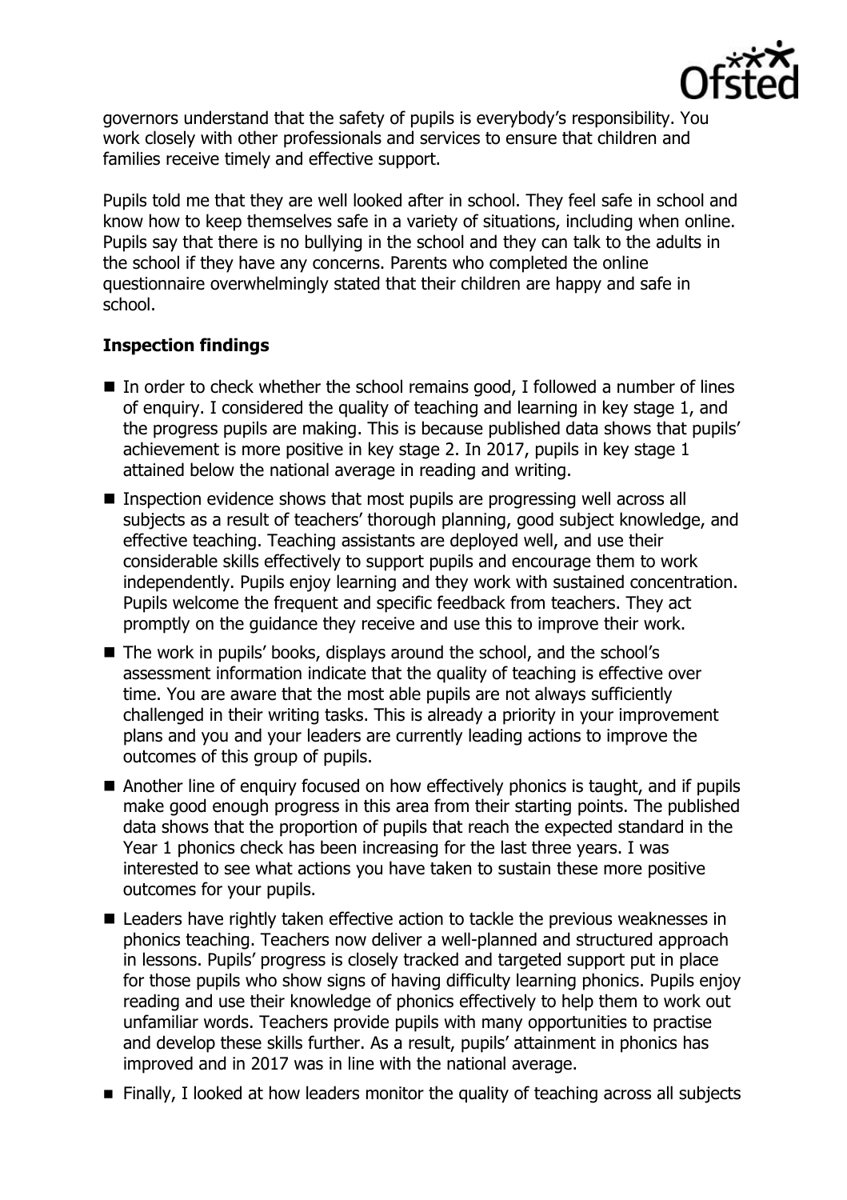governors understand that the safety of pupils is everybody's responsibility. You work closely with other professionals and services to ensure that children and families receive timely and effective support.

Pupils told me that they are well looked after in school. They feel safe in school and know how to keep themselves safe in a variety of situations, including when online. Pupils say that there is no bullying in the school and they can talk to the adults in the school if they have any concerns. Parents who completed the online questionnaire overwhelmingly stated that their children are happy and safe in school.

## Inspection findings

- In order to check whether the school remains good, I followed a number of lines of enquiry. I considered the quality of teaching and learning in key stage 1, and the progress pupils are making. This is because published data shows that pupils' achievement is more positive in key stage 2. In 2017, pupils in key stage 1 attained below the national average in reading and writing.
- Inspection evidence shows that most pupils are progressing well across all subjects as a result of teachers' thorough planning, good subject knowledge, and effective teaching. Teaching assistants are deployed well, and use their considerable skills effectively to support pupils and encourage them to work independently. Pupils enjoy learning and they work with sustained concentration. Pupils welcome the frequent and specific feedback from teachers. They act promptly on the guidance they receive and use this to improve their work.
- The work in pupils' books, displays around the school, and the school's assessment information indicate that the quality of teaching is effective over time. You are aware that the most able pupils are not always sufficiently challenged in their writing tasks. This is already a priority in your improvement plans and you and your leaders are currently leading actions to improve the outcomes of this group of pupils.
- Another line of enquiry focused on how effectively phonics is taught, and if pupils make good enough progress in this area from their starting points. The published data shows that the proportion of pupils that reach the expected standard in the Year 1 phonics check has been increasing for the last three years. I was interested to see what actions you have taken to sustain these more positive outcomes for your pupils.
- Leaders have rightly taken effective action to tackle the previous weaknesses in phonics teaching. Teachers now deliver a well-planned and structured approach in lessons. Pupils' progress is closely tracked and targeted support put in place for those pupils who show signs of having difficulty learning phonics. Pupils enjoy reading and use their knowledge of phonics effectively to help them to work out unfamiliar words. Teachers provide pupils with many opportunities to practise and develop these skills further. As a result, pupils' attainment in phonics has improved and in 2017 was in line with the national average.
- Finally, I looked at how leaders monitor the quality of teaching across all subjects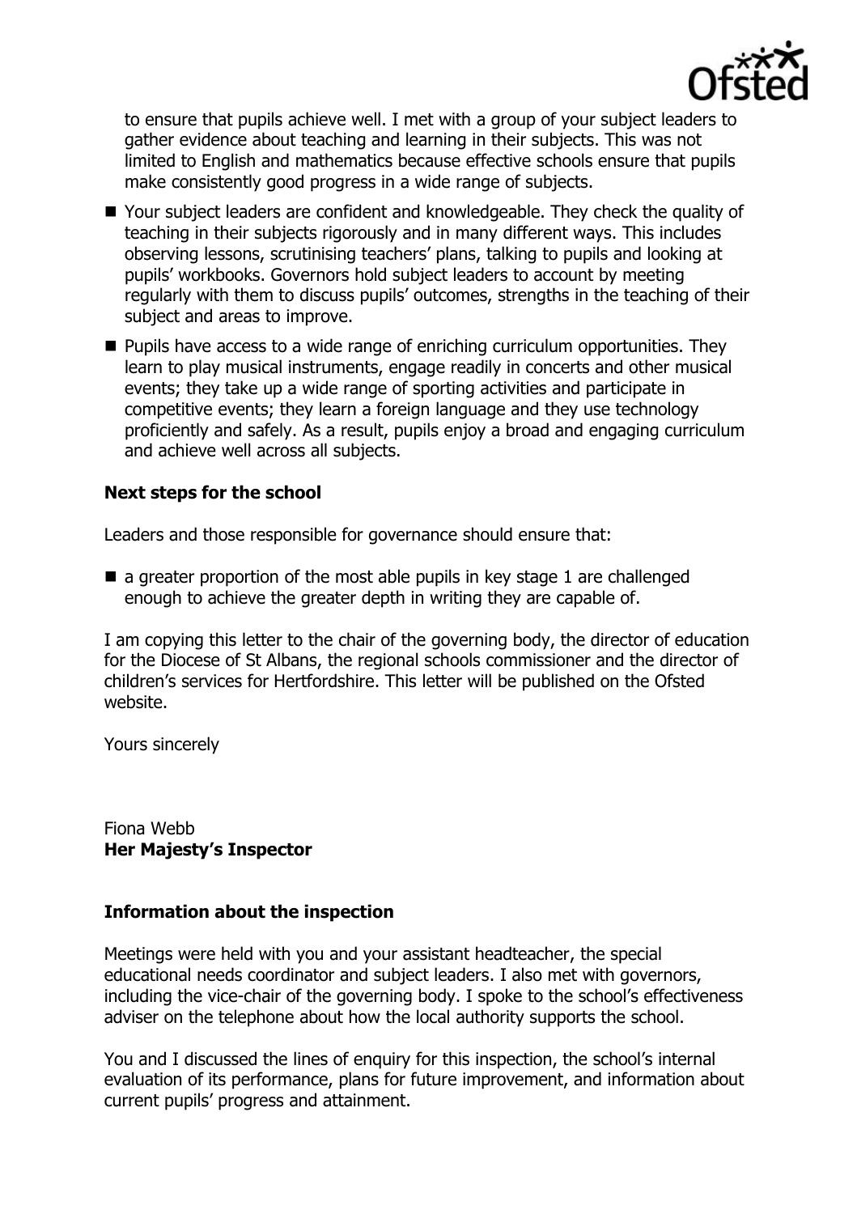to ensure that pupils achieve well. I met with a group of your subject leaders to gather evidence about teaching and learning in their subjects. This was not limited to English and mathematics because effective schools ensure that pupils make consistently good progress in a wide range of subjects.

- Your subject leaders are confident and knowledgeable. They check the quality of teaching in their subjects rigorously and in many different ways. This includes observing lessons, scrutinising teachers' plans, talking to pupils and looking at pupils' workbooks. Governors hold subject leaders to account by meeting regularly with them to discuss pupils' outcomes, strengths in the teaching of their subject and areas to improve.
- Pupils have access to a wide range of enriching curriculum opportunities. They learn to play musical instruments, engage readily in concerts and other musical events; they take up a wide range of sporting activities and participate in competitive events; they learn a foreign language and they use technology proficiently and safely. As a result, pupils enjoy a broad and engaging curriculum and achieve well across all subjects.

**Next steps for the school**

Leaders and those responsible for governance should ensure that:

- a greater proportion of the most able pupils in key stage 1 are challenged enough to achieve the greater depth in writing they are capable of.

I am copying this letter to the chair of the governing body, the director of education for the Diocese of St Albans, the regional schools commissioner and the director of children's services for Hertfordshire. This letter will be published on the Ofsted website.

Yours sincerely

Fiona Webb
**Her Majesty's Inspector**

**Information about the inspection**

Meetings were held with you and your assistant headteacher, the special educational needs coordinator and subject leaders. I also met with governors, including the vice-chair of the governing body. I spoke to the school's effectiveness adviser on the telephone about how the local authority supports the school.

You and I discussed the lines of enquiry for this inspection, the school's internal evaluation of its performance, plans for future improvement, and information about current pupils' progress and attainment.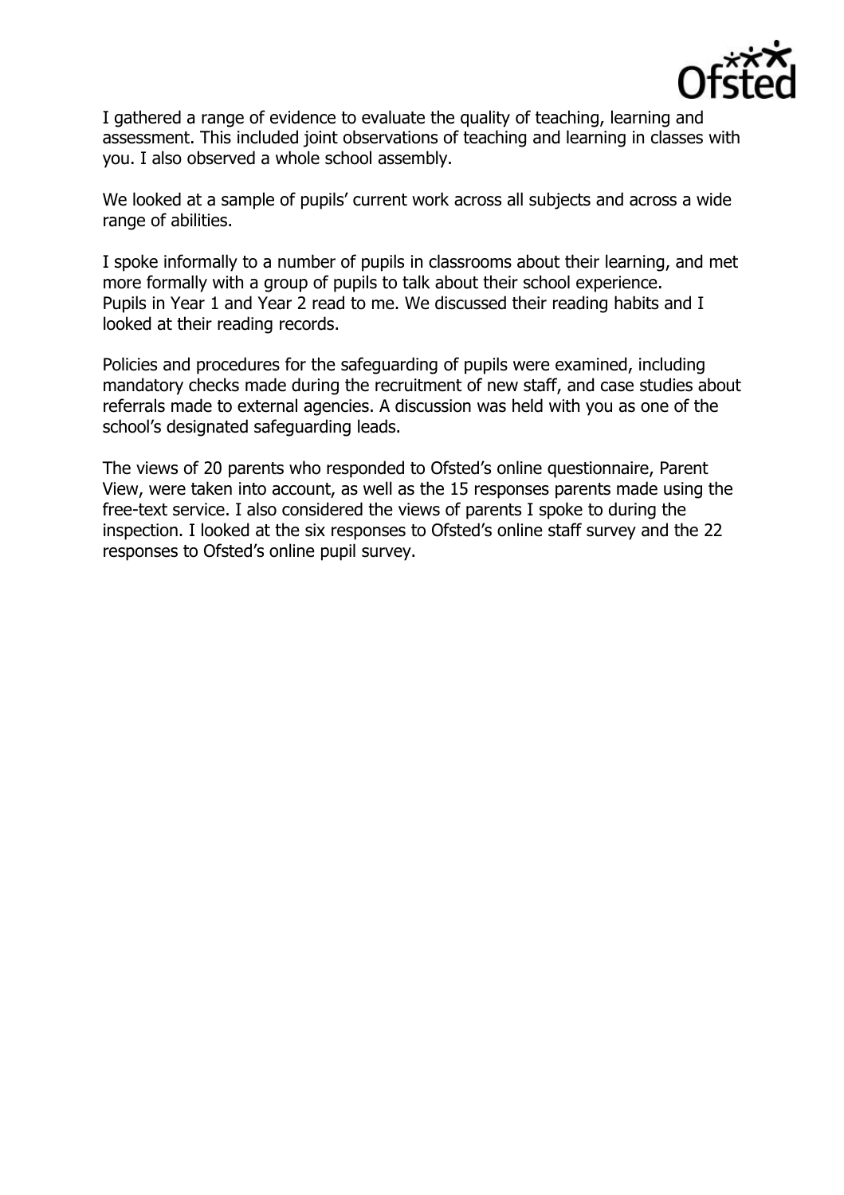I gathered a range of evidence to evaluate the quality of teaching, learning and assessment. This included joint observations of teaching and learning in classes with you. I also observed a whole school assembly.

We looked at a sample of pupils' current work across all subjects and across a wide range of abilities.

I spoke informally to a number of pupils in classrooms about their learning, and met more formally with a group of pupils to talk about their school experience. Pupils in Year 1 and Year 2 read to me. We discussed their reading habits and I looked at their reading records.

Policies and procedures for the safeguarding of pupils were examined, including mandatory checks made during the recruitment of new staff, and case studies about referrals made to external agencies. A discussion was held with you as one of the school's designated safeguarding leads.

The views of 20 parents who responded to Ofsted's online questionnaire, Parent View, were taken into account, as well as the 15 responses parents made using the free-text service. I also considered the views of parents I spoke to during the inspection. I looked at the six responses to Ofsted's online staff survey and the 22 responses to Ofsted's online pupil survey.